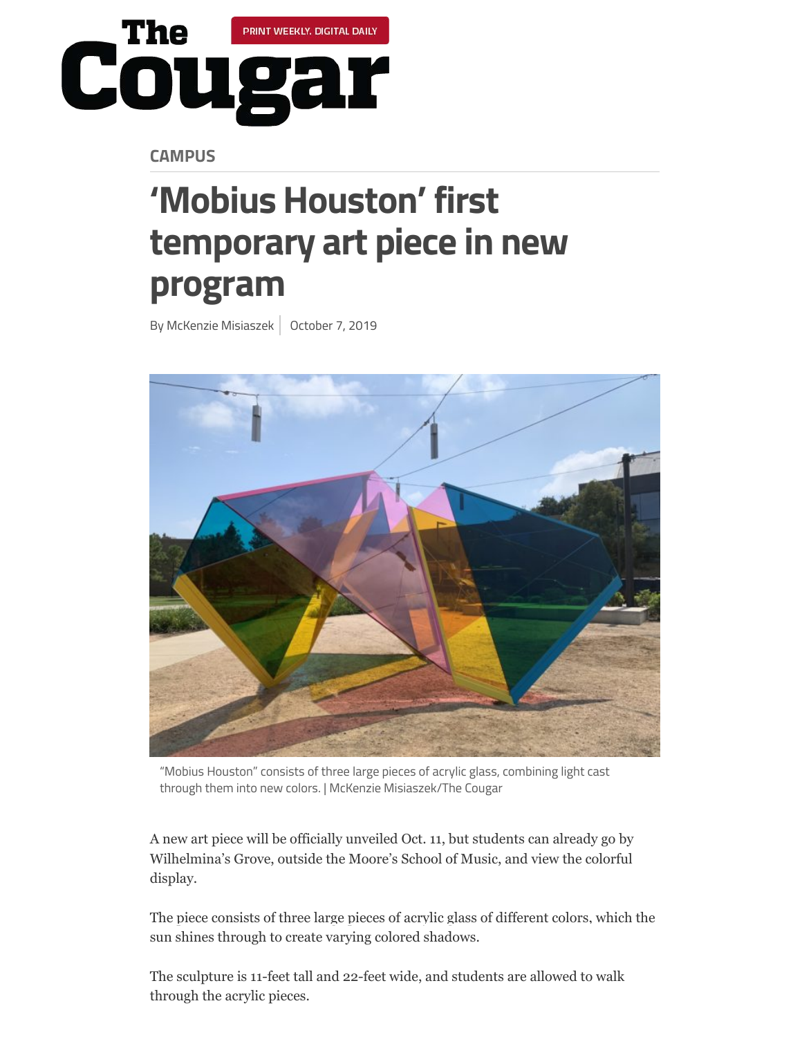The Cougar

PRINT WEEKLY. DIGITAL DAILY

CAMPUS

# 'Mobius Houston' first temporary art piece in new program

By McKenzie Misiaszek | October 7, 2019

"Mobius Houston" consists of three large pieces of acrylic glass, combining light cast through them into new colors. | McKenzie Misiaszek/The Cougar

A new art piece will be officially unveiled Oct. 11, but students can already go by Wilhelmina's Grove, outside the Moore's School of Music, and view the colorful display.

The piece consists of three large pieces of acrylic glass of different colors, which the sun shines through to create varying colored shadows.

The sculpture is 11-feet tall and 22-feet wide, and students are allowed to walk through the acrylic pieces.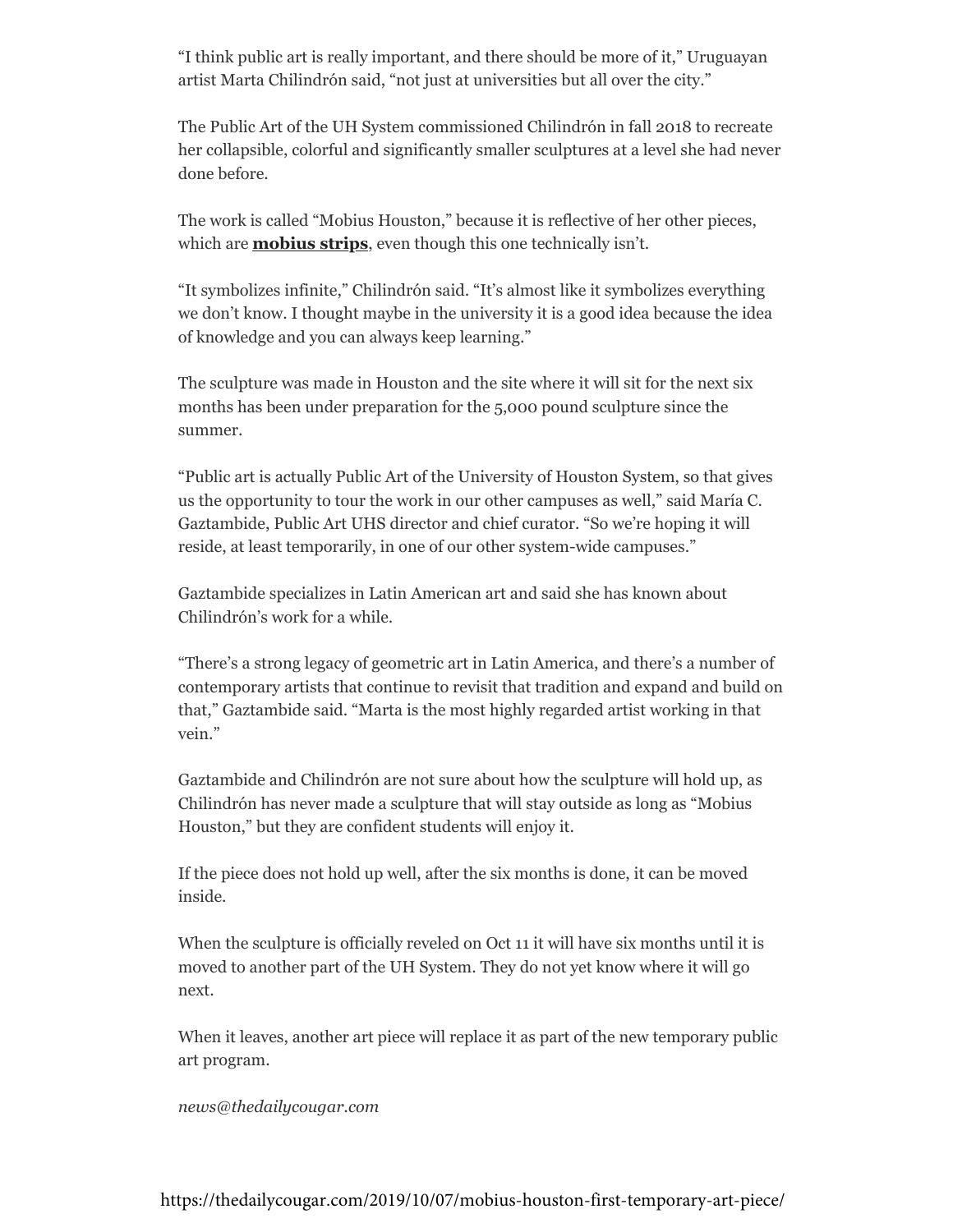"I think public art is really important, and there should be more of it," Uruguayan artist Marta Chilindrón said, "not just at universities but all over the city."

The Public Art of the UH System commissioned Chilindrón in fall 2018 to recreate her collapsible, colorful and significantly smaller sculptures at a level she had never done before.

The work is called "Mobius Houston," because it is reflective of her other pieces, which are **mobius strips**, even though this one technically isn't.

"It symbolizes infinite," Chilindrón said. "It's almost like it symbolizes everything we don't know. I thought maybe in the university it is a good idea because the idea of knowledge and you can always keep learning."

The sculpture was made in Houston and the site where it will sit for the next six months has been under preparation for the 5,000 pound sculpture since the summer.

"Public art is actually Public Art of the University of Houston System, so that gives us the opportunity to tour the work in our other campuses as well," said María C. Gaztambide, Public Art UHS director and chief curator. "So we're hoping it will reside, at least temporarily, in one of our other system-wide campuses."

Gaztambide specializes in Latin American art and said she has known about Chilindrón's work for a while.

"There's a strong legacy of geometric art in Latin America, and there's a number of contemporary artists that continue to revisit that tradition and expand and build on that," Gaztambide said. "Marta is the most highly regarded artist working in that vein."

Gaztambide and Chilindrón are not sure about how the sculpture will hold up, as Chilindrón has never made a sculpture that will stay outside as long as "Mobius Houston," but they are confident students will enjoy it.

If the piece does not hold up well, after the six months is done, it can be moved inside.

When the sculpture is officially reveled on Oct 11 it will have six months until it is moved to another part of the UH System. They do not yet know where it will go next.

When it leaves, another art piece will replace it as part of the new temporary public art program.

*news@thedailycougar.com*

https://thedailycougar.com/2019/10/07/mobius-houston-first-temporary-art-piece/